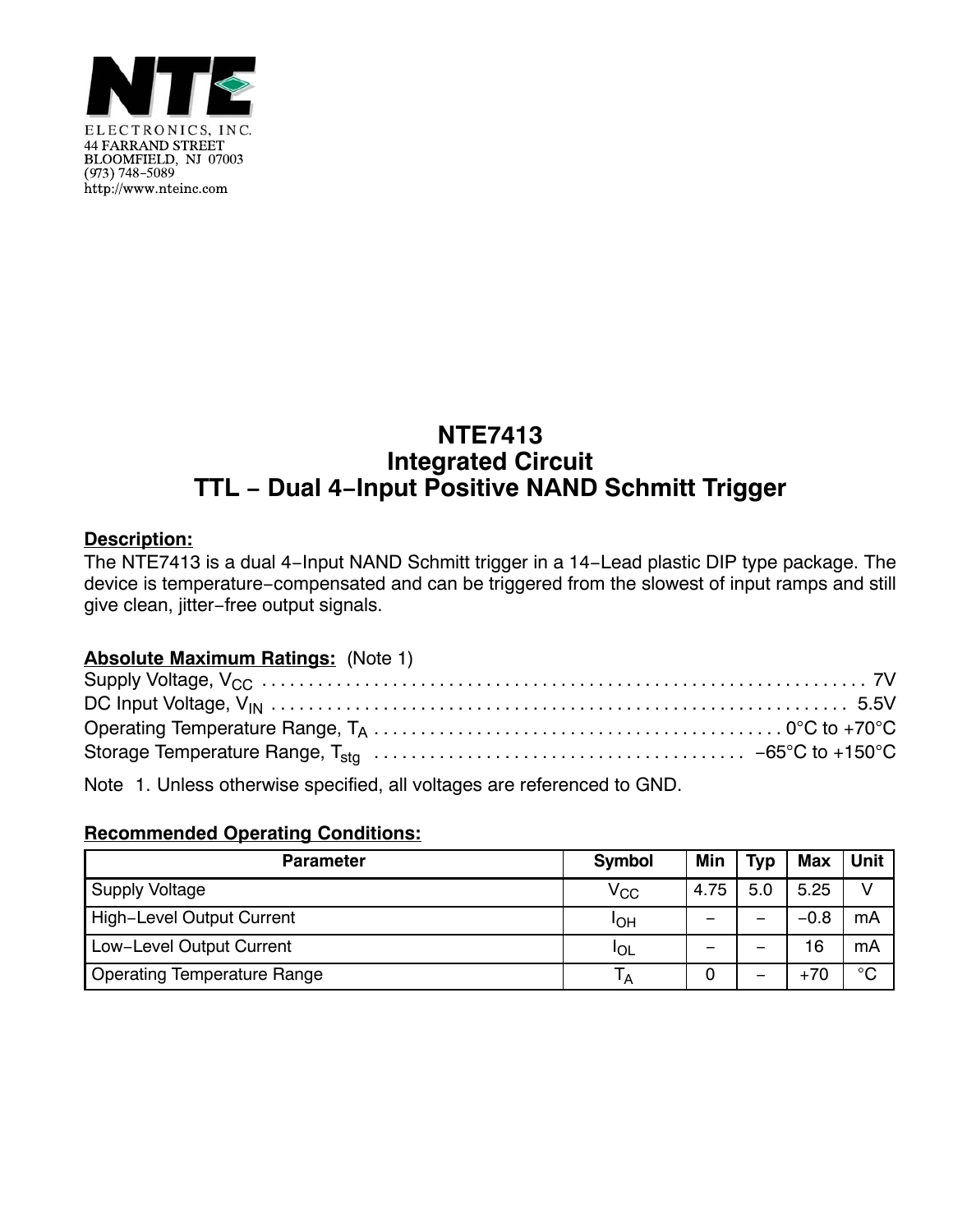NTE ELECTRONICS, INC.
44 FARRAND STREET
BLOOMFIELD, NJ 07003
(973) 748−5089
http://www.nteinc.com

# NTE7413
# Integrated Circuit
# TTL − Dual 4−Input Positive NAND Schmitt Trigger

**Description:**

The NTE7413 is a dual 4−Input NAND Schmitt trigger in a 14−Lead plastic DIP type package. The device is temperature−compensated and can be triggered from the slowest of input ramps and still give clean, jitter−free output signals.

**Absolute Maximum Ratings:** (Note 1)

Supply Voltage, $V_{CC}$ ........ 7V
DC Input Voltage, $V_{IN}$ ........ 5.5V
Operating Temperature Range, $T_A$ ........ 0°C to +70°C
Storage Temperature Range, $T_{stg}$ ........ −65°C to +150°C

Note 1. Unless otherwise specified, all voltages are referenced to GND.

**Recommended Operating Conditions:**

| Parameter | Symbol | Min | Typ | Max | Unit |
|---|---|---|---|---|---|
| Supply Voltage | $V_{CC}$ | 4.75 | 5.0 | 5.25 | V |
| High−Level Output Current | $I_{OH}$ | − | − | −0.8 | mA |
| Low−Level Output Current | $I_{OL}$ | − | − | 16 | mA |
| Operating Temperature Range | $T_A$ | 0 | − | +70 | °C |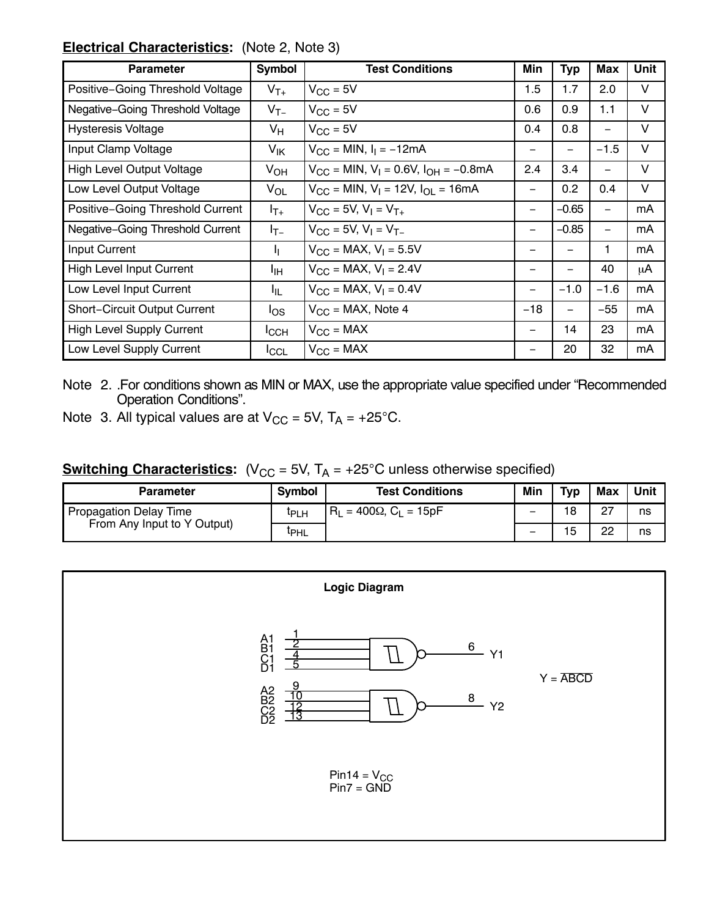**Electrical Characteristics:** (Note 2, Note 3)

| Parameter | Symbol | Test Conditions | Min | Typ | Max | Unit |
|---|---|---|---|---|---|---|
| Positive−Going Threshold Voltage | $V_{T+}$ | $V_{CC}$ = 5V | 1.5 | 1.7 | 2.0 | V |
| Negative−Going Threshold Voltage | $V_{T-}$ | $V_{CC}$ = 5V | 0.6 | 0.9 | 1.1 | V |
| Hysteresis Voltage | $V_H$ | $V_{CC}$ = 5V | 0.4 | 0.8 | − | V |
| Input Clamp Voltage | $V_{IK}$ | $V_{CC}$ = MIN, $I_I$ = −12mA | − | − | −1.5 | V |
| High Level Output Voltage | $V_{OH}$ | $V_{CC}$ = MIN, $V_I$ = 0.6V, $I_{OH}$ = −0.8mA | 2.4 | 3.4 | − | V |
| Low Level Output Voltage | $V_{OL}$ | $V_{CC}$ = MIN, $V_I$ = 12V, $I_{OL}$ = 16mA | − | 0.2 | 0.4 | V |
| Positive−Going Threshold Current | $I_{T+}$ | $V_{CC}$ = 5V, $V_I = V_{T+}$ | − | −0.65 | − | mA |
| Negative−Going Threshold Current | $I_{T-}$ | $V_{CC}$ = 5V, $V_I = V_{T-}$ | − | −0.85 | − | mA |
| Input Current | $I_I$ | $V_{CC}$ = MAX, $V_I$ = 5.5V | − | − | 1 | mA |
| High Level Input Current | $I_{IH}$ | $V_{CC}$ = MAX, $V_I$ = 2.4V | − | − | 40 | μA |
| Low Level Input Current | $I_{IL}$ | $V_{CC}$ = MAX, $V_I$ = 0.4V | − | −1.0 | −1.6 | mA |
| Short−Circuit Output Current | $I_{OS}$ | $V_{CC}$ = MAX, Note 4 | −18 | − | −55 | mA |
| High Level Supply Current | $I_{CCH}$ | $V_{CC}$ = MAX | − | 14 | 23 | mA |
| Low Level Supply Current | $I_{CCL}$ | $V_{CC}$ = MAX | − | 20 | 32 | mA |

Note 2. .For conditions shown as MIN or MAX, use the appropriate value specified under "Recommended Operation Conditions".

Note 3. All typical values are at $V_{CC}$ = 5V, $T_A$ = +25°C.

**Switching Characteristics:** ($V_{CC}$ = 5V, $T_A$ = +25°C unless otherwise specified)

| Parameter | Symbol | Test Conditions | Min | Typ | Max | Unit |
|---|---|---|---|---|---|---|
| Propagation Delay Time From Any Input to Y Output) | $t_{PLH}$ | $R_L$ = 400Ω, $C_L$ = 15pF | − | 18 | 27 | ns |
| | $t_{PHL}$ | | − | 15 | 22 | ns |

**Logic Diagram**

A1 1, B1 2, C1 4, D1 5 → 6 Y1

A2 9, B2 10, C2 12, D2 13 → 8 Y2

$Y = \overline{ABCD}$

Pin14 = $V_{CC}$
Pin7 = GND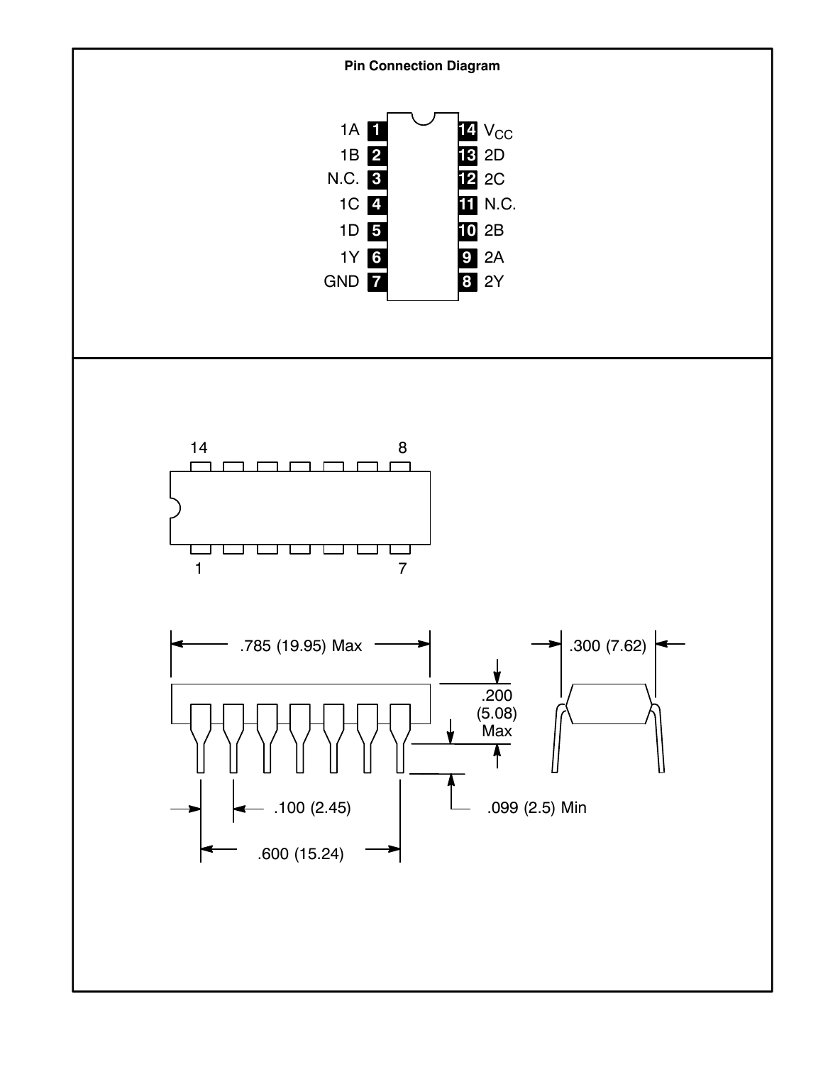**Pin Connection Diagram**

1A 1
1B 2
N.C. 3
1C 4
1D 5
1Y 6
GND 7

14 $V_{CC}$
13 2D
12 2C
11 N.C.
10 2B
9 2A
8 2Y

14
8
1
7

.785 (19.95) Max

.300 (7.62)

.200
(5.08)
Max

.099 (2.5) Min

.100 (2.45)

.600 (15.24)